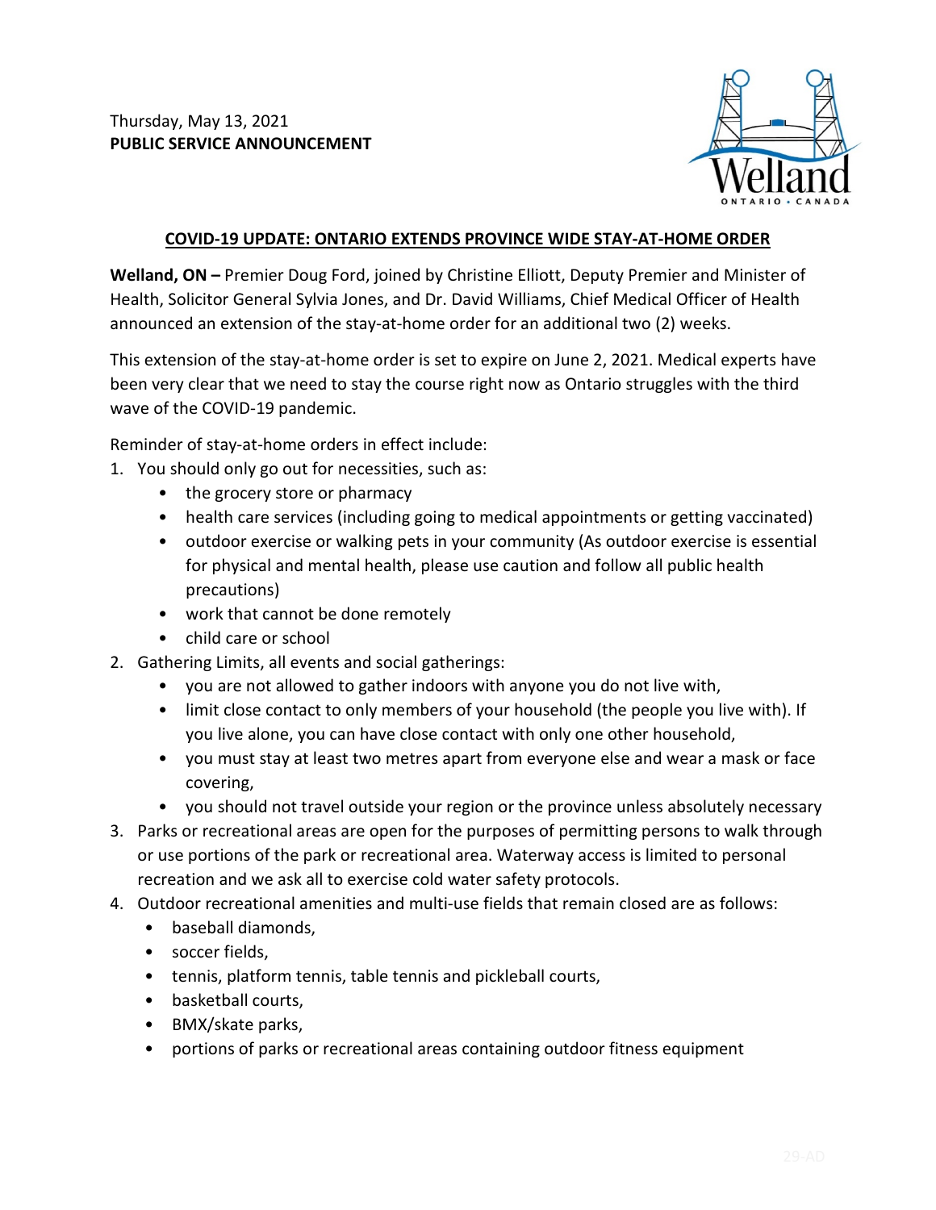Thursday, May 13, 2021
**PUBLIC SERVICE ANNOUNCEMENT**

## COVID-19 UPDATE: ONTARIO EXTENDS PROVINCE WIDE STAY-AT-HOME ORDER

**Welland, ON –** Premier Doug Ford, joined by Christine Elliott, Deputy Premier and Minister of Health, Solicitor General Sylvia Jones, and Dr. David Williams, Chief Medical Officer of Health announced an extension of the stay-at-home order for an additional two (2) weeks.

This extension of the stay-at-home order is set to expire on June 2, 2021. Medical experts have been very clear that we need to stay the course right now as Ontario struggles with the third wave of the COVID-19 pandemic.

Reminder of stay-at-home orders in effect include:

1. You should only go out for necessities, such as:
   - the grocery store or pharmacy
   - health care services (including going to medical appointments or getting vaccinated)
   - outdoor exercise or walking pets in your community (As outdoor exercise is essential for physical and mental health, please use caution and follow all public health precautions)
   - work that cannot be done remotely
   - child care or school
2. Gathering Limits, all events and social gatherings:
   - you are not allowed to gather indoors with anyone you do not live with,
   - limit close contact to only members of your household (the people you live with). If you live alone, you can have close contact with only one other household,
   - you must stay at least two metres apart from everyone else and wear a mask or face covering,
   - you should not travel outside your region or the province unless absolutely necessary
3. Parks or recreational areas are open for the purposes of permitting persons to walk through or use portions of the park or recreational area. Waterway access is limited to personal recreation and we ask all to exercise cold water safety protocols.
4. Outdoor recreational amenities and multi-use fields that remain closed are as follows:
   - baseball diamonds,
   - soccer fields,
   - tennis, platform tennis, table tennis and pickleball courts,
   - basketball courts,
   - BMX/skate parks,
   - portions of parks or recreational areas containing outdoor fitness equipment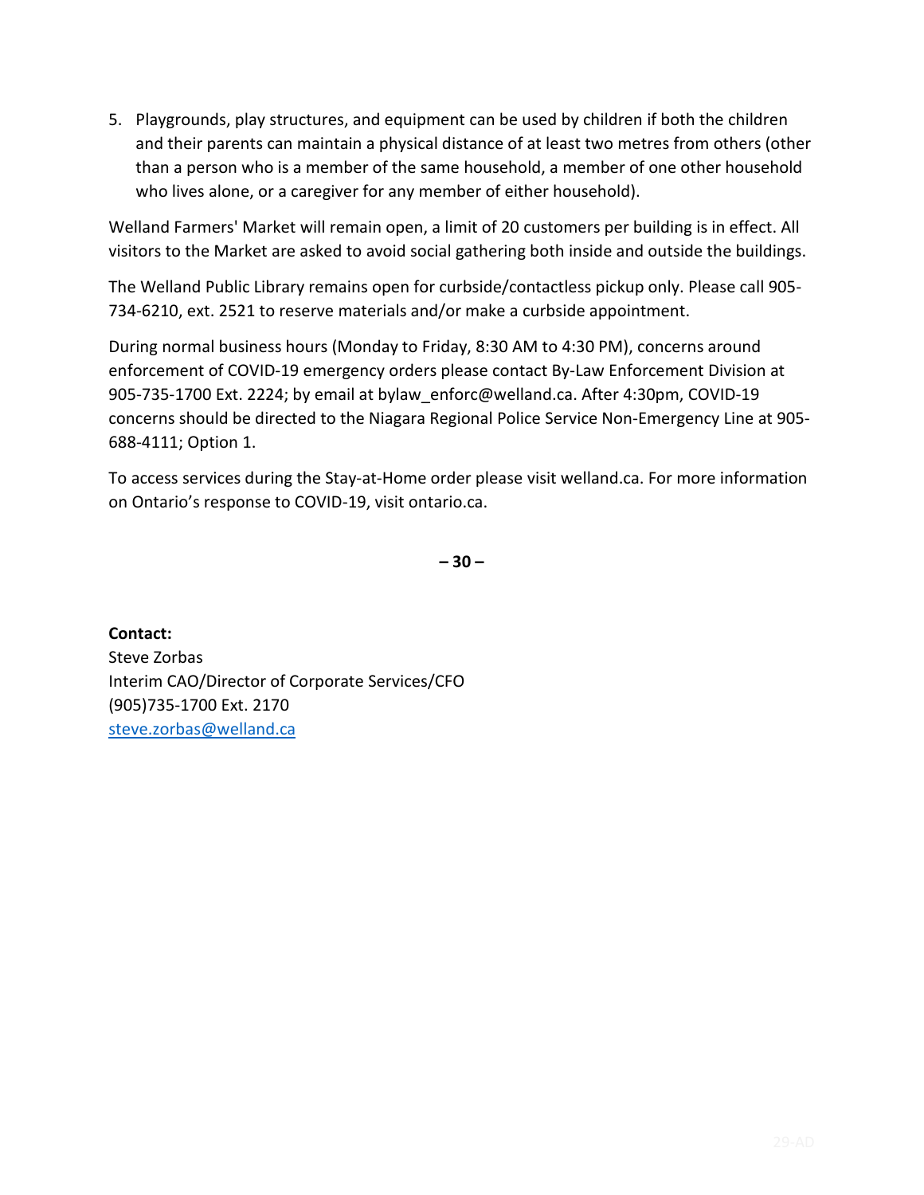5. Playgrounds, play structures, and equipment can be used by children if both the children and their parents can maintain a physical distance of at least two metres from others (other than a person who is a member of the same household, a member of one other household who lives alone, or a caregiver for any member of either household).

Welland Farmers' Market will remain open, a limit of 20 customers per building is in effect. All visitors to the Market are asked to avoid social gathering both inside and outside the buildings.

The Welland Public Library remains open for curbside/contactless pickup only. Please call 905-734-6210, ext. 2521 to reserve materials and/or make a curbside appointment.

During normal business hours (Monday to Friday, 8:30 AM to 4:30 PM), concerns around enforcement of COVID-19 emergency orders please contact By-Law Enforcement Division at 905-735-1700 Ext. 2224; by email at bylaw_enforc@welland.ca. After 4:30pm, COVID-19 concerns should be directed to the Niagara Regional Police Service Non-Emergency Line at 905-688-4111; Option 1.

To access services during the Stay-at-Home order please visit welland.ca. For more information on Ontario's response to COVID-19, visit ontario.ca.

**– 30 –**

**Contact:**
Steve Zorbas
Interim CAO/Director of Corporate Services/CFO
(905)735-1700 Ext. 2170
steve.zorbas@welland.ca